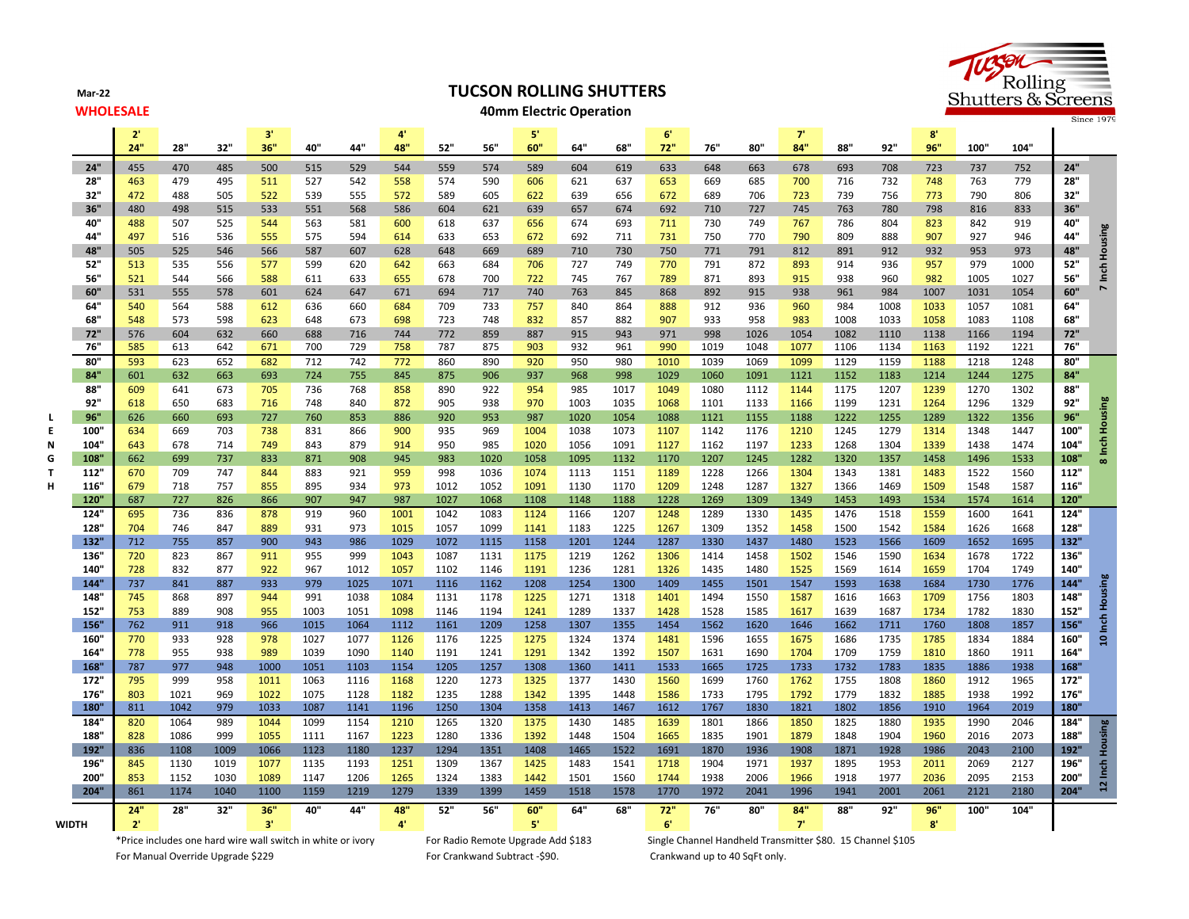Mar-22

**WHOLESALE**

# TUCSON ROLLING SHUTTERS

## 40mm Electric Operation

| LENGTH | 2' 24" | 28" | 32" | 3' 36" | 40" | 44" | 4' 48" | 52" | 56" | 5' 60" | 64" | 68" | 6' 72" | 76" | 80" | 7' 84" | 88" | 92" | 8' 96" | 100" | 104" | | Housing |
|---|---|---|---|---|---|---|---|---|---|---|---|---|---|---|---|---|---|---|---|---|---|---|---|
| 24" | 455 | 470 | 485 | 500 | 515 | 529 | 544 | 559 | 574 | 589 | 604 | 619 | 633 | 648 | 663 | 678 | 693 | 708 | 723 | 737 | 752 | 24" | 7 Inch Housing |
| 28" | 463 | 479 | 495 | 511 | 527 | 542 | 558 | 574 | 590 | 606 | 621 | 637 | 653 | 669 | 685 | 700 | 716 | 732 | 748 | 763 | 779 | 28" | 7 Inch Housing |
| 32" | 472 | 488 | 505 | 522 | 539 | 555 | 572 | 589 | 605 | 622 | 639 | 656 | 672 | 689 | 706 | 723 | 739 | 756 | 773 | 790 | 806 | 32" | 7 Inch Housing |
| 36" | 480 | 498 | 515 | 533 | 551 | 568 | 586 | 604 | 621 | 639 | 657 | 674 | 692 | 710 | 727 | 745 | 763 | 780 | 798 | 816 | 833 | 36" | 7 Inch Housing |
| 40" | 488 | 507 | 525 | 544 | 563 | 581 | 600 | 618 | 637 | 656 | 674 | 693 | 711 | 730 | 749 | 767 | 786 | 804 | 823 | 842 | 919 | 40" | 7 Inch Housing |
| 44" | 497 | 516 | 536 | 555 | 575 | 594 | 614 | 633 | 653 | 672 | 692 | 711 | 731 | 750 | 770 | 790 | 809 | 888 | 907 | 927 | 946 | 44" | 7 Inch Housing |
| 48" | 505 | 525 | 546 | 566 | 587 | 607 | 628 | 648 | 669 | 689 | 710 | 730 | 750 | 771 | 791 | 812 | 891 | 912 | 932 | 953 | 973 | 48" | 7 Inch Housing |
| 52" | 513 | 535 | 556 | 577 | 599 | 620 | 642 | 663 | 684 | 706 | 727 | 749 | 770 | 791 | 872 | 893 | 914 | 936 | 957 | 979 | 1000 | 52" | 7 Inch Housing |
| 56" | 521 | 544 | 566 | 588 | 611 | 633 | 655 | 678 | 700 | 722 | 745 | 767 | 789 | 871 | 893 | 915 | 938 | 960 | 982 | 1005 | 1027 | 56" | 7 Inch Housing |
| 60" | 531 | 555 | 578 | 601 | 624 | 647 | 671 | 694 | 717 | 740 | 763 | 845 | 868 | 892 | 915 | 938 | 961 | 984 | 1007 | 1031 | 1054 | 60" | 7 Inch Housing |
| 64" | 540 | 564 | 588 | 612 | 636 | 660 | 684 | 709 | 733 | 757 | 840 | 864 | 888 | 912 | 936 | 960 | 984 | 1008 | 1033 | 1057 | 1081 | 64" | 7 Inch Housing |
| 68" | 548 | 573 | 598 | 623 | 648 | 673 | 698 | 723 | 748 | 832 | 857 | 882 | 907 | 933 | 958 | 983 | 1008 | 1033 | 1058 | 1083 | 1108 | 68" | 7 Inch Housing |
| 72" | 576 | 604 | 632 | 660 | 688 | 716 | 744 | 772 | 859 | 887 | 915 | 943 | 971 | 998 | 1026 | 1054 | 1082 | 1110 | 1138 | 1166 | 1194 | 72" | 7 Inch Housing |
| 76" | 585 | 613 | 642 | 671 | 700 | 729 | 758 | 787 | 875 | 903 | 932 | 961 | 990 | 1019 | 1048 | 1077 | 1106 | 1134 | 1163 | 1192 | 1221 | 76" | 7 Inch Housing |
| 80" | 593 | 623 | 652 | 682 | 712 | 742 | 772 | 860 | 890 | 920 | 950 | 980 | 1010 | 1039 | 1069 | 1099 | 1129 | 1159 | 1188 | 1218 | 1248 | 80" | 8 Inch Housing |
| 84" | 601 | 632 | 663 | 693 | 724 | 755 | 845 | 875 | 906 | 937 | 968 | 998 | 1029 | 1060 | 1091 | 1121 | 1152 | 1183 | 1214 | 1244 | 1275 | 84" | 8 Inch Housing |
| 88" | 609 | 641 | 673 | 705 | 736 | 768 | 858 | 890 | 922 | 954 | 985 | 1017 | 1049 | 1080 | 1112 | 1144 | 1175 | 1207 | 1239 | 1270 | 1302 | 88" | 8 Inch Housing |
| 92" | 618 | 650 | 683 | 716 | 748 | 840 | 872 | 905 | 938 | 970 | 1003 | 1035 | 1068 | 1101 | 1133 | 1166 | 1199 | 1231 | 1264 | 1296 | 1329 | 92" | 8 Inch Housing |
| 96" | 626 | 660 | 693 | 727 | 760 | 853 | 886 | 920 | 953 | 987 | 1020 | 1054 | 1088 | 1121 | 1155 | 1188 | 1222 | 1255 | 1289 | 1322 | 1356 | 96" | 8 Inch Housing |
| 100" | 634 | 669 | 703 | 738 | 831 | 866 | 900 | 935 | 969 | 1004 | 1038 | 1073 | 1107 | 1142 | 1176 | 1210 | 1245 | 1279 | 1314 | 1348 | 1447 | 100" | 8 Inch Housing |
| 104" | 643 | 678 | 714 | 749 | 843 | 879 | 914 | 950 | 985 | 1020 | 1056 | 1091 | 1127 | 1162 | 1197 | 1233 | 1268 | 1304 | 1339 | 1438 | 1474 | 104" | 8 Inch Housing |
| 108" | 662 | 699 | 737 | 833 | 871 | 908 | 945 | 983 | 1020 | 1058 | 1095 | 1132 | 1170 | 1207 | 1245 | 1282 | 1320 | 1357 | 1458 | 1496 | 1533 | 108" | 8 Inch Housing |
| 112" | 670 | 709 | 747 | 844 | 883 | 921 | 959 | 998 | 1036 | 1074 | 1113 | 1151 | 1189 | 1228 | 1266 | 1304 | 1343 | 1381 | 1483 | 1522 | 1560 | 112" | 8 Inch Housing |
| 116" | 679 | 718 | 757 | 855 | 895 | 934 | 973 | 1012 | 1052 | 1091 | 1130 | 1170 | 1209 | 1248 | 1287 | 1327 | 1366 | 1469 | 1509 | 1548 | 1587 | 116" | 8 Inch Housing |
| 120" | 687 | 727 | 826 | 866 | 907 | 947 | 987 | 1027 | 1068 | 1108 | 1148 | 1188 | 1228 | 1269 | 1309 | 1349 | 1453 | 1493 | 1534 | 1574 | 1614 | 120" | 8 Inch Housing |
| 124" | 695 | 736 | 836 | 878 | 919 | 960 | 1001 | 1042 | 1083 | 1124 | 1166 | 1207 | 1248 | 1289 | 1330 | 1435 | 1476 | 1518 | 1559 | 1600 | 1641 | 124" | 10 Inch Housing |
| 128" | 704 | 746 | 847 | 889 | 931 | 973 | 1015 | 1057 | 1099 | 1141 | 1183 | 1225 | 1267 | 1309 | 1352 | 1458 | 1500 | 1542 | 1584 | 1626 | 1668 | 128" | 10 Inch Housing |
| 132" | 712 | 755 | 857 | 900 | 943 | 986 | 1029 | 1072 | 1115 | 1158 | 1201 | 1244 | 1287 | 1330 | 1437 | 1480 | 1523 | 1566 | 1609 | 1652 | 1695 | 132" | 10 Inch Housing |
| 136" | 720 | 823 | 867 | 911 | 955 | 999 | 1043 | 1087 | 1131 | 1175 | 1219 | 1262 | 1306 | 1414 | 1458 | 1502 | 1546 | 1590 | 1634 | 1678 | 1722 | 136" | 10 Inch Housing |
| 140" | 728 | 832 | 877 | 922 | 967 | 1012 | 1057 | 1102 | 1146 | 1191 | 1236 | 1281 | 1326 | 1435 | 1480 | 1525 | 1569 | 1614 | 1659 | 1704 | 1749 | 140" | 10 Inch Housing |
| 144" | 737 | 841 | 887 | 933 | 979 | 1025 | 1071 | 1116 | 1162 | 1208 | 1254 | 1300 | 1409 | 1455 | 1501 | 1547 | 1593 | 1638 | 1684 | 1730 | 1776 | 144" | 10 Inch Housing |
| 148" | 745 | 868 | 897 | 944 | 991 | 1038 | 1084 | 1131 | 1178 | 1225 | 1271 | 1318 | 1401 | 1494 | 1550 | 1587 | 1616 | 1663 | 1709 | 1756 | 1803 | 148" | 10 Inch Housing |
| 152" | 753 | 889 | 908 | 955 | 1003 | 1051 | 1098 | 1146 | 1194 | 1241 | 1289 | 1337 | 1428 | 1528 | 1585 | 1617 | 1639 | 1687 | 1734 | 1782 | 1830 | 152" | 10 Inch Housing |
| 156" | 762 | 911 | 918 | 966 | 1015 | 1064 | 1112 | 1161 | 1209 | 1258 | 1307 | 1355 | 1454 | 1562 | 1620 | 1646 | 1662 | 1711 | 1760 | 1808 | 1857 | 156" | 10 Inch Housing |
| 160" | 770 | 933 | 928 | 978 | 1027 | 1077 | 1126 | 1176 | 1225 | 1275 | 1324 | 1374 | 1481 | 1596 | 1655 | 1675 | 1686 | 1735 | 1785 | 1834 | 1884 | 160" | 10 Inch Housing |
| 164" | 778 | 955 | 938 | 989 | 1039 | 1090 | 1140 | 1191 | 1241 | 1291 | 1342 | 1392 | 1507 | 1631 | 1690 | 1704 | 1709 | 1759 | 1810 | 1860 | 1911 | 164" | 10 Inch Housing |
| 168" | 787 | 977 | 948 | 1000 | 1051 | 1103 | 1154 | 1205 | 1257 | 1308 | 1360 | 1411 | 1533 | 1665 | 1725 | 1733 | 1732 | 1783 | 1835 | 1886 | 1938 | 168" | 10 Inch Housing |
| 172" | 795 | 999 | 958 | 1011 | 1063 | 1116 | 1168 | 1220 | 1273 | 1325 | 1377 | 1430 | 1560 | 1699 | 1760 | 1762 | 1755 | 1808 | 1860 | 1912 | 1965 | 172" | 10 Inch Housing |
| 176" | 803 | 1021 | 969 | 1022 | 1075 | 1128 | 1182 | 1235 | 1288 | 1342 | 1395 | 1448 | 1586 | 1733 | 1795 | 1792 | 1779 | 1832 | 1885 | 1938 | 1992 | 176" | 10 Inch Housing |
| 180" | 811 | 1042 | 979 | 1033 | 1087 | 1141 | 1196 | 1250 | 1304 | 1358 | 1413 | 1467 | 1612 | 1767 | 1830 | 1821 | 1802 | 1856 | 1910 | 1964 | 2019 | 180" | 10 Inch Housing |
| 184" | 820 | 1064 | 989 | 1044 | 1099 | 1154 | 1210 | 1265 | 1320 | 1375 | 1430 | 1485 | 1639 | 1801 | 1866 | 1850 | 1825 | 1880 | 1935 | 1990 | 2046 | 184" | 12 Inch Housing |
| 188" | 828 | 1086 | 999 | 1055 | 1111 | 1167 | 1223 | 1280 | 1336 | 1392 | 1448 | 1504 | 1665 | 1835 | 1901 | 1879 | 1848 | 1904 | 1960 | 2016 | 2073 | 188" | 12 Inch Housing |
| 192" | 836 | 1108 | 1009 | 1066 | 1123 | 1180 | 1237 | 1294 | 1351 | 1408 | 1465 | 1522 | 1691 | 1870 | 1936 | 1908 | 1871 | 1928 | 1986 | 2043 | 2100 | 192" | 12 Inch Housing |
| 196" | 845 | 1130 | 1019 | 1077 | 1135 | 1193 | 1251 | 1309 | 1367 | 1425 | 1483 | 1541 | 1718 | 1904 | 1971 | 1937 | 1895 | 1953 | 2011 | 2069 | 2127 | 196" | 12 Inch Housing |
| 200" | 853 | 1152 | 1030 | 1089 | 1147 | 1206 | 1265 | 1324 | 1383 | 1442 | 1501 | 1560 | 1744 | 1938 | 2006 | 1966 | 1918 | 1977 | 2036 | 2095 | 2153 | 200" | 12 Inch Housing |
| 204" | 861 | 1174 | 1040 | 1100 | 1159 | 1219 | 1279 | 1339 | 1399 | 1459 | 1518 | 1578 | 1770 | 1972 | 2041 | 1996 | 1941 | 2001 | 2061 | 2121 | 2180 | 204" | 12 Inch Housing |
| WIDTH | 24" 2' | 28" | 32" | 36" 3' | 40" | 44" | 48" 4' | 52" | 56" | 60" 5' | 64" | 68" | 72" 6' | 76" | 80" | 84" 7' | 88" | 92" | 96" 8' | 100" | 104" | | |

*Price includes one hard wire wall switch in white or ivory

For Manual Override Upgrade $229

For Radio Remote Upgrade Add $183

For Crankwand Subtract -$90.

Single Channel Handheld Transmitter $80. 15 Channel $105

Crankwand up to 40 SqFt only.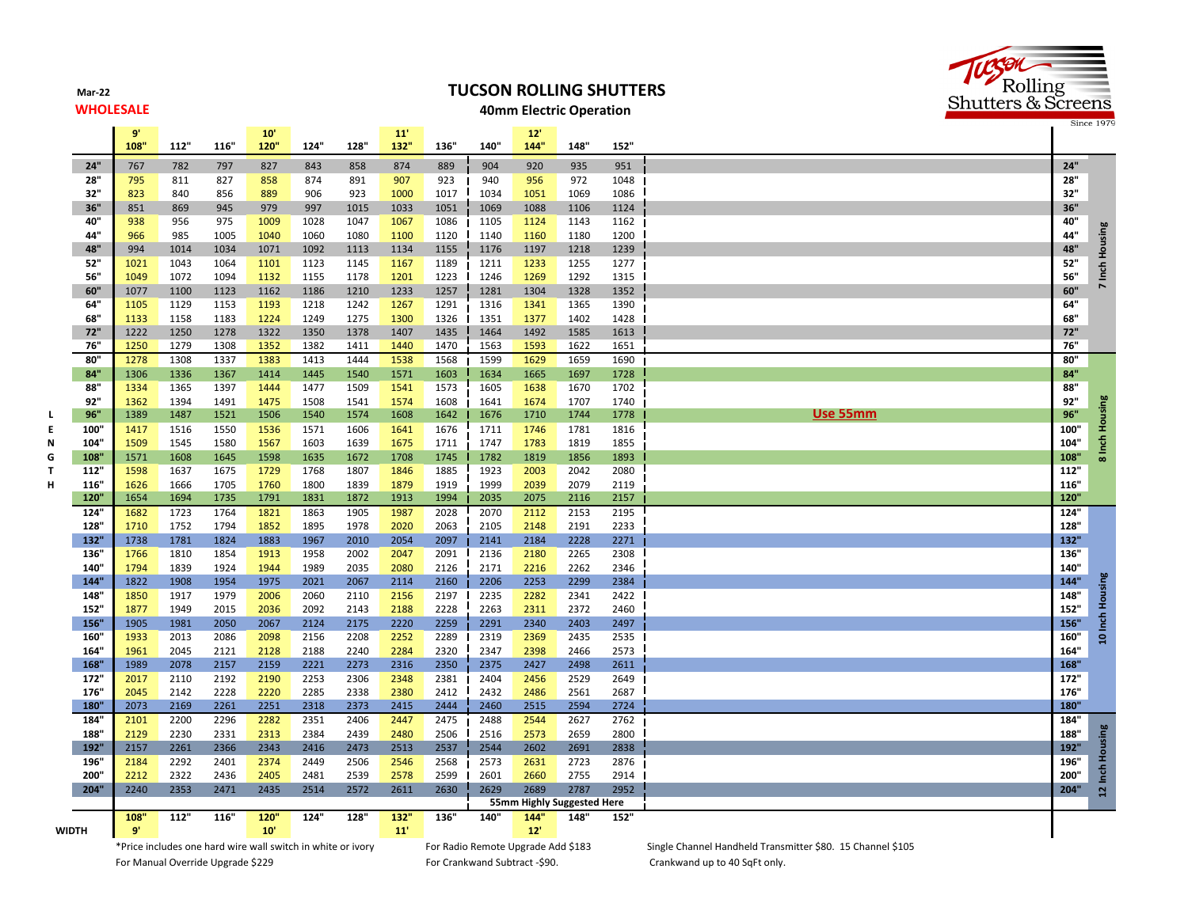Mar-22

**WHOLESALE**

# TUCSON ROLLING SHUTTERS

## 40mm Electric Operation

Tucson Rolling Shutters & Screens Since 1979

| LENGTH | 9' 108" | 112" | 116" | 10' 120" | 124" | 128" | 11' 132" | 136" | 140" | 12' 144" | 148" | 152" | | | Housing |
|---|---|---|---|---|---|---|---|---|---|---|---|---|---|---|---|
| 24" | 767 | 782 | 797 | 827 | 843 | 858 | 874 | 889 | 904 | 920 | 935 | 951 | | 24" | 7 Inch Housing |
| 28" | 795 | 811 | 827 | 858 | 874 | 891 | 907 | 923 | 940 | 956 | 972 | 1048 | | 28" | 7 Inch Housing |
| 32" | 823 | 840 | 856 | 889 | 906 | 923 | 1000 | 1017 | 1034 | 1051 | 1069 | 1086 | | 32" | 7 Inch Housing |
| 36" | 851 | 869 | 945 | 979 | 997 | 1015 | 1033 | 1051 | 1069 | 1088 | 1106 | 1124 | | 36" | 7 Inch Housing |
| 40" | 938 | 956 | 975 | 1009 | 1028 | 1047 | 1067 | 1086 | 1105 | 1124 | 1143 | 1162 | | 40" | 7 Inch Housing |
| 44" | 966 | 985 | 1005 | 1040 | 1060 | 1080 | 1100 | 1120 | 1140 | 1160 | 1180 | 1200 | | 44" | 7 Inch Housing |
| 48" | 994 | 1014 | 1034 | 1071 | 1092 | 1113 | 1134 | 1155 | 1176 | 1197 | 1218 | 1239 | | 48" | 7 Inch Housing |
| 52" | 1021 | 1043 | 1064 | 1101 | 1123 | 1145 | 1167 | 1189 | 1211 | 1233 | 1255 | 1277 | | 52" | 7 Inch Housing |
| 56" | 1049 | 1072 | 1094 | 1132 | 1155 | 1178 | 1201 | 1223 | 1246 | 1269 | 1292 | 1315 | | 56" | 7 Inch Housing |
| 60" | 1077 | 1100 | 1123 | 1162 | 1186 | 1210 | 1233 | 1257 | 1281 | 1304 | 1328 | 1352 | | 60" | 7 Inch Housing |
| 64" | 1105 | 1129 | 1153 | 1193 | 1218 | 1242 | 1267 | 1291 | 1316 | 1341 | 1365 | 1390 | | 64" | 7 Inch Housing |
| 68" | 1133 | 1158 | 1183 | 1224 | 1249 | 1275 | 1300 | 1326 | 1351 | 1377 | 1402 | 1428 | | 68" | 7 Inch Housing |
| 72" | 1222 | 1250 | 1278 | 1322 | 1350 | 1378 | 1407 | 1435 | 1464 | 1492 | 1585 | 1613 | | 72" | 7 Inch Housing |
| 76" | 1250 | 1279 | 1308 | 1352 | 1382 | 1411 | 1440 | 1470 | 1563 | 1593 | 1622 | 1651 | | 76" | 7 Inch Housing |
| 80" | 1278 | 1308 | 1337 | 1383 | 1413 | 1444 | 1538 | 1568 | 1599 | 1629 | 1659 | 1690 | | 80" | 8 Inch Housing |
| 84" | 1306 | 1336 | 1367 | 1414 | 1445 | 1540 | 1571 | 1603 | 1634 | 1665 | 1697 | 1728 | | 84" | 8 Inch Housing |
| 88" | 1334 | 1365 | 1397 | 1444 | 1477 | 1509 | 1541 | 1573 | 1605 | 1638 | 1670 | 1702 | | 88" | 8 Inch Housing |
| 92" | 1362 | 1394 | 1491 | 1475 | 1508 | 1541 | 1574 | 1608 | 1641 | 1674 | 1707 | 1740 | | 92" | 8 Inch Housing |
| 96" | 1389 | 1487 | 1521 | 1506 | 1540 | 1574 | 1608 | 1642 | 1676 | 1710 | 1744 | 1778 | Use 55mm | 96" | 8 Inch Housing |
| 100" | 1417 | 1516 | 1550 | 1536 | 1571 | 1606 | 1641 | 1676 | 1711 | 1746 | 1781 | 1816 | | 100" | 8 Inch Housing |
| 104" | 1509 | 1545 | 1580 | 1567 | 1603 | 1639 | 1675 | 1711 | 1747 | 1783 | 1819 | 1855 | | 104" | 8 Inch Housing |
| 108" | 1571 | 1608 | 1645 | 1598 | 1635 | 1672 | 1708 | 1745 | 1782 | 1819 | 1856 | 1893 | | 108" | 8 Inch Housing |
| 112" | 1598 | 1637 | 1675 | 1729 | 1768 | 1807 | 1846 | 1885 | 1923 | 2003 | 2042 | 2080 | | 112" | 8 Inch Housing |
| 116" | 1626 | 1666 | 1705 | 1760 | 1800 | 1839 | 1879 | 1919 | 1999 | 2039 | 2079 | 2119 | | 116" | 8 Inch Housing |
| 120" | 1654 | 1694 | 1735 | 1791 | 1831 | 1872 | 1913 | 1994 | 2035 | 2075 | 2116 | 2157 | | 120" | 8 Inch Housing |
| 124" | 1682 | 1723 | 1764 | 1821 | 1863 | 1905 | 1987 | 2028 | 2070 | 2112 | 2153 | 2195 | | 124" | 10 Inch Housing |
| 128" | 1710 | 1752 | 1794 | 1852 | 1895 | 1978 | 2020 | 2063 | 2105 | 2148 | 2191 | 2233 | | 128" | 10 Inch Housing |
| 132" | 1738 | 1781 | 1824 | 1883 | 1967 | 2010 | 2054 | 2097 | 2141 | 2184 | 2228 | 2271 | | 132" | 10 Inch Housing |
| 136" | 1766 | 1810 | 1854 | 1913 | 1958 | 2002 | 2047 | 2091 | 2136 | 2180 | 2265 | 2308 | | 136" | 10 Inch Housing |
| 140" | 1794 | 1839 | 1924 | 1944 | 1989 | 2035 | 2080 | 2126 | 2171 | 2216 | 2262 | 2346 | | 140" | 10 Inch Housing |
| 144" | 1822 | 1908 | 1954 | 1975 | 2021 | 2067 | 2114 | 2160 | 2206 | 2253 | 2299 | 2384 | | 144" | 10 Inch Housing |
| 148" | 1850 | 1917 | 1979 | 2006 | 2060 | 2110 | 2156 | 2197 | 2235 | 2282 | 2341 | 2422 | | 148" | 10 Inch Housing |
| 152" | 1877 | 1949 | 2015 | 2036 | 2092 | 2143 | 2188 | 2228 | 2263 | 2311 | 2372 | 2460 | | 152" | 10 Inch Housing |
| 156" | 1905 | 1981 | 2050 | 2067 | 2124 | 2175 | 2220 | 2259 | 2291 | 2340 | 2403 | 2497 | | 156" | 10 Inch Housing |
| 160" | 1933 | 2013 | 2086 | 2098 | 2156 | 2208 | 2252 | 2289 | 2319 | 2369 | 2435 | 2535 | | 160" | 10 Inch Housing |
| 164" | 1961 | 2045 | 2121 | 2128 | 2188 | 2240 | 2284 | 2320 | 2347 | 2398 | 2466 | 2573 | | 164" | 10 Inch Housing |
| 168" | 1989 | 2078 | 2157 | 2159 | 2221 | 2273 | 2316 | 2350 | 2375 | 2427 | 2498 | 2611 | | 168" | 10 Inch Housing |
| 172" | 2017 | 2110 | 2192 | 2190 | 2253 | 2306 | 2348 | 2381 | 2404 | 2456 | 2529 | 2649 | | 172" | 10 Inch Housing |
| 176" | 2045 | 2142 | 2228 | 2220 | 2285 | 2338 | 2380 | 2412 | 2432 | 2486 | 2561 | 2687 | | 176" | 10 Inch Housing |
| 180" | 2073 | 2169 | 2261 | 2251 | 2318 | 2373 | 2415 | 2444 | 2460 | 2515 | 2594 | 2724 | | 180" | 10 Inch Housing |
| 184" | 2101 | 2200 | 2296 | 2282 | 2351 | 2406 | 2447 | 2475 | 2488 | 2544 | 2627 | 2762 | | 184" | 12 Inch Housing |
| 188" | 2129 | 2230 | 2331 | 2313 | 2384 | 2439 | 2480 | 2506 | 2516 | 2573 | 2659 | 2800 | | 188" | 12 Inch Housing |
| 192" | 2157 | 2261 | 2366 | 2343 | 2416 | 2473 | 2513 | 2537 | 2544 | 2602 | 2691 | 2838 | | 192" | 12 Inch Housing |
| 196" | 2184 | 2292 | 2401 | 2374 | 2449 | 2506 | 2546 | 2568 | 2573 | 2631 | 2723 | 2876 | | 196" | 12 Inch Housing |
| 200" | 2212 | 2322 | 2436 | 2405 | 2481 | 2539 | 2578 | 2599 | 2601 | 2660 | 2755 | 2914 | | 200" | 12 Inch Housing |
| 204" | 2240 | 2353 | 2471 | 2435 | 2514 | 2572 | 2611 | 2630 | 2629 | 2689 | 2787 | 2952 | | 204" | 12 Inch Housing |
| | | | | | | | | | 55mm Highly Suggested Here | | | | | | |
| WIDTH | 108" 9' | 112" | 116" | 120" 10' | 124" | 128" | 132" 11' | 136" | 140" | 144" 12' | 148" | 152" | | | |

*Price includes one hard wire wall switch in white or ivory

For Manual Override Upgrade $229

For Radio Remote Upgrade Add $183

For Crankwand Subtract -$90.

Single Channel Handheld Transmitter $80. 15 Channel $105

Crankwand up to 40 SqFt only.